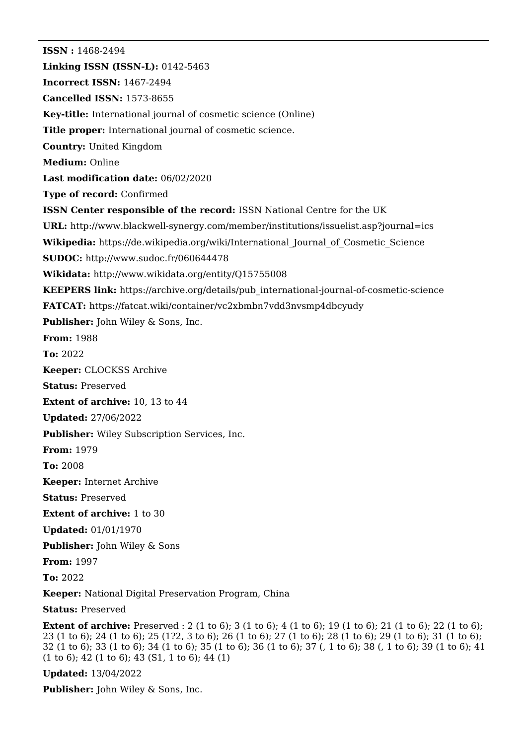**ISSN :** 1468-2494

**Linking ISSN (ISSN-L):** 0142-5463

**Incorrect ISSN:** 1467-2494

**Cancelled ISSN:** 1573-8655

**Key-title:** International journal of cosmetic science (Online)

**Title proper:** International journal of cosmetic science.

**Country:** United Kingdom

**Medium:** Online

**Last modification date:** 06/02/2020

**Type of record:** Confirmed

**ISSN Center responsible of the record:** ISSN National Centre for the UK

**URL:** http://www.blackwell-synergy.com/member/institutions/issuelist.asp?journal=ics

**Wikipedia:** https://de.wikipedia.org/wiki/International_Journal_of_Cosmetic_Science

**SUDOC:** http://www.sudoc.fr/060644478

**Wikidata:** http://www.wikidata.org/entity/Q15755008

**KEEPERS link:** https://archive.org/details/pub_international-journal-of-cosmetic-science

**FATCAT:** https://fatcat.wiki/container/vc2xbmbn7vdd3nvsmp4dbcyudy

**Publisher:** John Wiley & Sons, Inc.

**From:** 1988

**To:** 2022

**Keeper:** CLOCKSS Archive

**Status:** Preserved

**Extent of archive:** 10, 13 to 44

**Updated:** 27/06/2022

**Publisher:** Wiley Subscription Services, Inc.

**From:** 1979

**To:** 2008

**Keeper:** Internet Archive

**Status:** Preserved

**Extent of archive:** 1 to 30

**Updated:** 01/01/1970

**Publisher:** John Wiley & Sons

**From:** 1997

**To:** 2022

**Keeper:** National Digital Preservation Program, China

**Status:** Preserved

**Extent of archive:** Preserved : 2 (1 to 6); 3 (1 to 6); 4 (1 to 6); 19 (1 to 6); 21 (1 to 6); 22 (1 to 6); 23 (1 to 6); 24 (1 to 6); 25 (1?2, 3 to 6); 26 (1 to 6); 27 (1 to 6); 28 (1 to 6); 29 (1 to 6); 31 (1 to 6); 32 (1 to 6); 33 (1 to 6); 34 (1 to 6); 35 (1 to 6); 36 (1 to 6); 37 (, 1 to 6); 38 (, 1 to 6); 39 (1 to 6); 41 (1 to 6); 42 (1 to 6); 43 (S1, 1 to 6); 44 (1)

**Updated:** 13/04/2022

**Publisher:** John Wiley & Sons, Inc.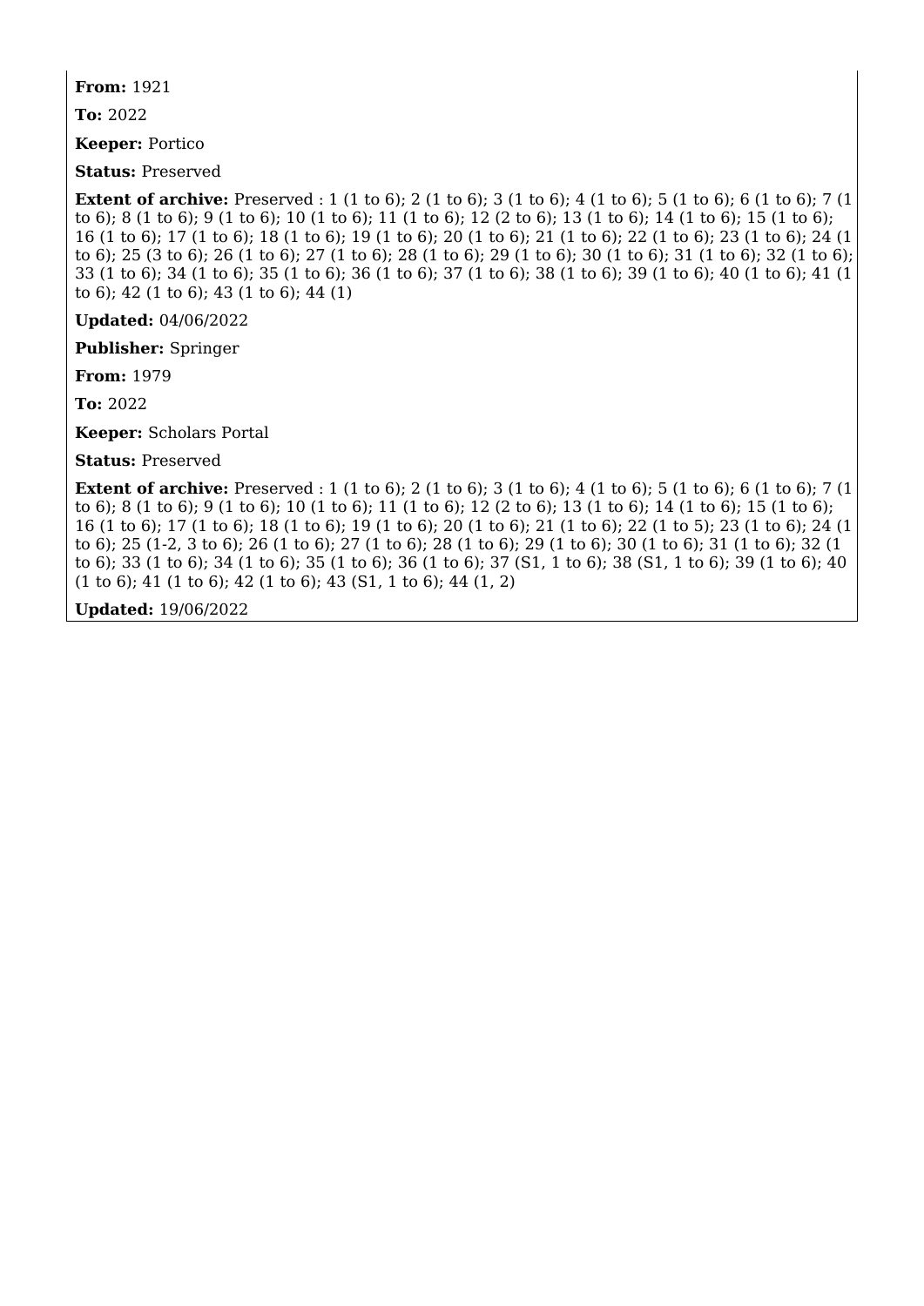**From:** 1921

**To:** 2022

**Keeper:** Portico

**Status:** Preserved

**Extent of archive:** Preserved : 1 (1 to 6); 2 (1 to 6); 3 (1 to 6); 4 (1 to 6); 5 (1 to 6); 6 (1 to 6); 7 (1 to 6); 8 (1 to 6); 9 (1 to 6); 10 (1 to 6); 11 (1 to 6); 12 (2 to 6); 13 (1 to 6); 14 (1 to 6); 15 (1 to 6); 16 (1 to 6); 17 (1 to 6); 18 (1 to 6); 19 (1 to 6); 20 (1 to 6); 21 (1 to 6); 22 (1 to 6); 23 (1 to 6); 24 (1 to 6); 25 (3 to 6); 26 (1 to 6); 27 (1 to 6); 28 (1 to 6); 29 (1 to 6); 30 (1 to 6); 31 (1 to 6); 32 (1 to 6); 33 (1 to 6); 34 (1 to 6); 35 (1 to 6); 36 (1 to 6); 37 (1 to 6); 38 (1 to 6); 39 (1 to 6); 40 (1 to 6); 41 (1 to 6); 42 (1 to 6); 43 (1 to 6); 44 (1)

**Updated:** 04/06/2022

**Publisher:** Springer

**From:** 1979

**To:** 2022

**Keeper:** Scholars Portal

**Status:** Preserved

**Extent of archive:** Preserved : 1 (1 to 6); 2 (1 to 6); 3 (1 to 6); 4 (1 to 6); 5 (1 to 6); 6 (1 to 6); 7 (1 to 6); 8 (1 to 6); 9 (1 to 6); 10 (1 to 6); 11 (1 to 6); 12 (2 to 6); 13 (1 to 6); 14 (1 to 6); 15 (1 to 6); 16 (1 to 6); 17 (1 to 6); 18 (1 to 6); 19 (1 to 6); 20 (1 to 6); 21 (1 to 6); 22 (1 to 5); 23 (1 to 6); 24 (1 to 6); 25 (1-2, 3 to 6); 26 (1 to 6); 27 (1 to 6); 28 (1 to 6); 29 (1 to 6); 30 (1 to 6); 31 (1 to 6); 32 (1 to 6); 33 (1 to 6); 34 (1 to 6); 35 (1 to 6); 36 (1 to 6); 37 (S1, 1 to 6); 38 (S1, 1 to 6); 39 (1 to 6); 40 (1 to 6); 41 (1 to 6); 42 (1 to 6); 43 (S1, 1 to 6); 44 (1, 2)

**Updated:** 19/06/2022